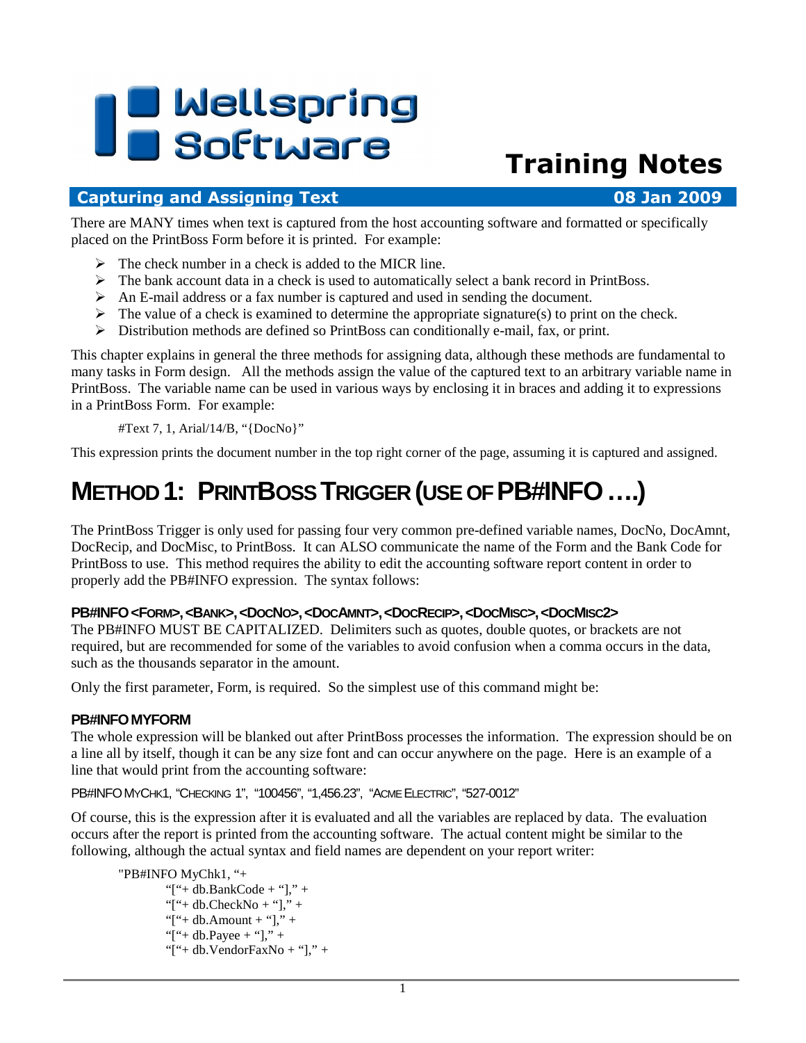# Wellspring Software

# Training Notes

**Capturing and Assigning Text** **08 Jan 2009**

There are MANY times when text is captured from the host accounting software and formatted or specifically placed on the PrintBoss Form before it is printed. For example:

- The check number in a check is added to the MICR line.
- The bank account data in a check is used to automatically select a bank record in PrintBoss.
- An E-mail address or a fax number is captured and used in sending the document.
- The value of a check is examined to determine the appropriate signature(s) to print on the check.
- Distribution methods are defined so PrintBoss can conditionally e-mail, fax, or print.

This chapter explains in general the three methods for assigning data, although these methods are fundamental to many tasks in Form design. All the methods assign the value of the captured text to an arbitrary variable name in PrintBoss. The variable name can be used in various ways by enclosing it in braces and adding it to expressions in a PrintBoss Form. For example:

```
#Text 7, 1, Arial/14/B, "{DocNo}"
```

This expression prints the document number in the top right corner of the page, assuming it is captured and assigned.

# METHOD 1: PRINTBOSS TRIGGER (USE OF PB#INFO ….)

The PrintBoss Trigger is only used for passing four very common pre-defined variable names, DocNo, DocAmnt, DocRecip, and DocMisc, to PrintBoss. It can ALSO communicate the name of the Form and the Bank Code for PrintBoss to use. This method requires the ability to edit the accounting software report content in order to properly add the PB#INFO expression. The syntax follows:

### PB#INFO <FORM>, <BANK>, <DOCNO>, <DOCAMNT>, <DOCRECIP>, <DOCMISC>, <DOCMISC2>

The PB#INFO MUST BE CAPITALIZED. Delimiters such as quotes, double quotes, or brackets are not required, but are recommended for some of the variables to avoid confusion when a comma occurs in the data, such as the thousands separator in the amount.

Only the first parameter, Form, is required. So the simplest use of this command might be:

### PB#INFO MYFORM

The whole expression will be blanked out after PrintBoss processes the information. The expression should be on a line all by itself, though it can be any size font and can occur anywhere on the page. Here is an example of a line that would print from the accounting software:

```
PB#INFO MYCHK1, "CHECKING 1", "100456", "1,456.23", "ACME ELECTRIC", "527-0012"
```

Of course, this is the expression after it is evaluated and all the variables are replaced by data. The evaluation occurs after the report is printed from the accounting software. The actual content might be similar to the following, although the actual syntax and field names are dependent on your report writer:

```
"PB#INFO MyChk1, "+
        "["+ db.BankCode + "]," +
        "["+ db.CheckNo + "]," +
        "["+ db.Amount + "]," +
        "["+ db.Payee + "]," +
        "["+ db.VendorFaxNo + "]," +
```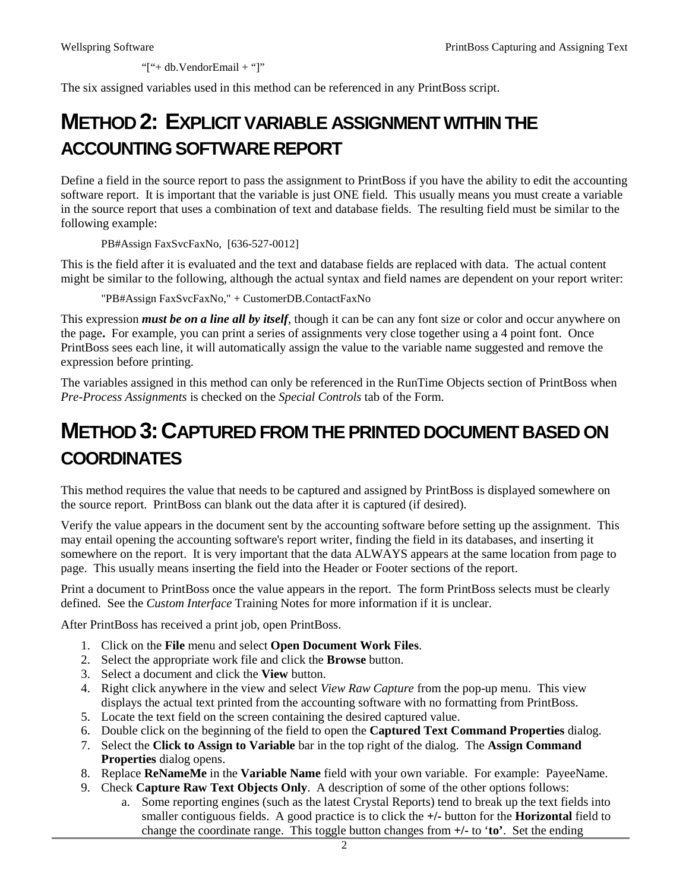"["+ db.VendorEmail + "]"

The six assigned variables used in this method can be referenced in any PrintBoss script.

# METHOD 2: EXPLICIT VARIABLE ASSIGNMENT WITHIN THE ACCOUNTING SOFTWARE REPORT

Define a field in the source report to pass the assignment to PrintBoss if you have the ability to edit the accounting software report. It is important that the variable is just ONE field. This usually means you must create a variable in the source report that uses a combination of text and database fields. The resulting field must be similar to the following example:

PB#Assign FaxSvcFaxNo, [636-527-0012]

This is the field after it is evaluated and the text and database fields are replaced with data. The actual content might be similar to the following, although the actual syntax and field names are dependent on your report writer:

"PB#Assign FaxSvcFaxNo," + CustomerDB.ContactFaxNo

This expression ***must be on a line all by itself***, though it can be can any font size or color and occur anywhere on the page**.** For example, you can print a series of assignments very close together using a 4 point font. Once PrintBoss sees each line, it will automatically assign the value to the variable name suggested and remove the expression before printing.

The variables assigned in this method can only be referenced in the RunTime Objects section of PrintBoss when *Pre-Process Assignments* is checked on the *Special Controls* tab of the Form.

# METHOD 3: CAPTURED FROM THE PRINTED DOCUMENT BASED ON COORDINATES

This method requires the value that needs to be captured and assigned by PrintBoss is displayed somewhere on the source report. PrintBoss can blank out the data after it is captured (if desired).

Verify the value appears in the document sent by the accounting software before setting up the assignment. This may entail opening the accounting software's report writer, finding the field in its databases, and inserting it somewhere on the report. It is very important that the data ALWAYS appears at the same location from page to page. This usually means inserting the field into the Header or Footer sections of the report.

Print a document to PrintBoss once the value appears in the report. The form PrintBoss selects must be clearly defined. See the *Custom Interface* Training Notes for more information if it is unclear.

After PrintBoss has received a print job, open PrintBoss.

1. Click on the **File** menu and select **Open Document Work Files**.
2. Select the appropriate work file and click the **Browse** button.
3. Select a document and click the **View** button.
4. Right click anywhere in the view and select *View Raw Capture* from the pop-up menu. This view displays the actual text printed from the accounting software with no formatting from PrintBoss.
5. Locate the text field on the screen containing the desired captured value.
6. Double click on the beginning of the field to open the **Captured Text Command Properties** dialog.
7. Select the **Click to Assign to Variable** bar in the top right of the dialog. The **Assign Command Properties** dialog opens.
8. Replace **ReNameMe** in the **Variable Name** field with your own variable. For example: PayeeName.
9. Check **Capture Raw Text Objects Only**. A description of some of the other options follows:
   a. Some reporting engines (such as the latest Crystal Reports) tend to break up the text fields into smaller contiguous fields. A good practice is to click the **+/-** button for the **Horizontal** field to change the coordinate range. This toggle button changes from **+/-** to '**to'**. Set the ending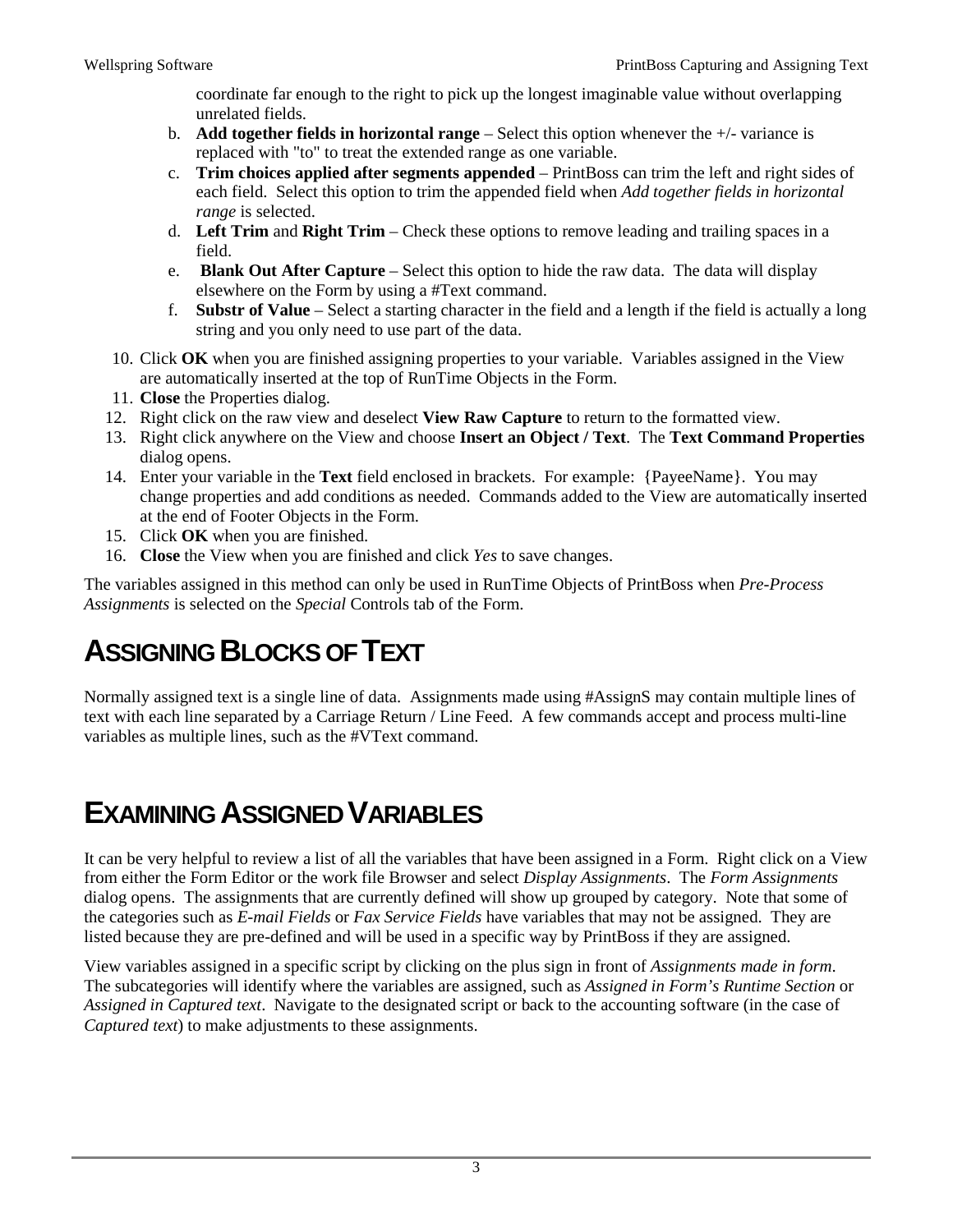coordinate far enough to the right to pick up the longest imaginable value without overlapping unrelated fields.

   b. **Add together fields in horizontal range** – Select this option whenever the +/- variance is replaced with "to" to treat the extended range as one variable.
   c. **Trim choices applied after segments appended** – PrintBoss can trim the left and right sides of each field. Select this option to trim the appended field when *Add together fields in horizontal range* is selected.
   d. **Left Trim** and **Right Trim** – Check these options to remove leading and trailing spaces in a field.
   e. **Blank Out After Capture** – Select this option to hide the raw data. The data will display elsewhere on the Form by using a #Text command.
   f. **Substr of Value** – Select a starting character in the field and a length if the field is actually a long string and you only need to use part of the data.

10. Click **OK** when you are finished assigning properties to your variable. Variables assigned in the View are automatically inserted at the top of RunTime Objects in the Form.
11. **Close** the Properties dialog.
12. Right click on the raw view and deselect **View Raw Capture** to return to the formatted view.
13. Right click anywhere on the View and choose **Insert an Object / Text**. The **Text Command Properties** dialog opens.
14. Enter your variable in the **Text** field enclosed in brackets. For example: {PayeeName}. You may change properties and add conditions as needed. Commands added to the View are automatically inserted at the end of Footer Objects in the Form.
15. Click **OK** when you are finished.
16. **Close** the View when you are finished and click *Yes* to save changes.

The variables assigned in this method can only be used in RunTime Objects of PrintBoss when *Pre-Process Assignments* is selected on the *Special* Controls tab of the Form.

# ASSIGNING BLOCKS OF TEXT

Normally assigned text is a single line of data. Assignments made using #AssignS may contain multiple lines of text with each line separated by a Carriage Return / Line Feed. A few commands accept and process multi-line variables as multiple lines, such as the #VText command.

# EXAMINING ASSIGNED VARIABLES

It can be very helpful to review a list of all the variables that have been assigned in a Form. Right click on a View from either the Form Editor or the work file Browser and select *Display Assignments*. The *Form Assignments* dialog opens. The assignments that are currently defined will show up grouped by category. Note that some of the categories such as *E-mail Fields* or *Fax Service Fields* have variables that may not be assigned. They are listed because they are pre-defined and will be used in a specific way by PrintBoss if they are assigned.

View variables assigned in a specific script by clicking on the plus sign in front of *Assignments made in form*. The subcategories will identify where the variables are assigned, such as *Assigned in Form's Runtime Section* or *Assigned in Captured text*. Navigate to the designated script or back to the accounting software (in the case of *Captured text*) to make adjustments to these assignments.